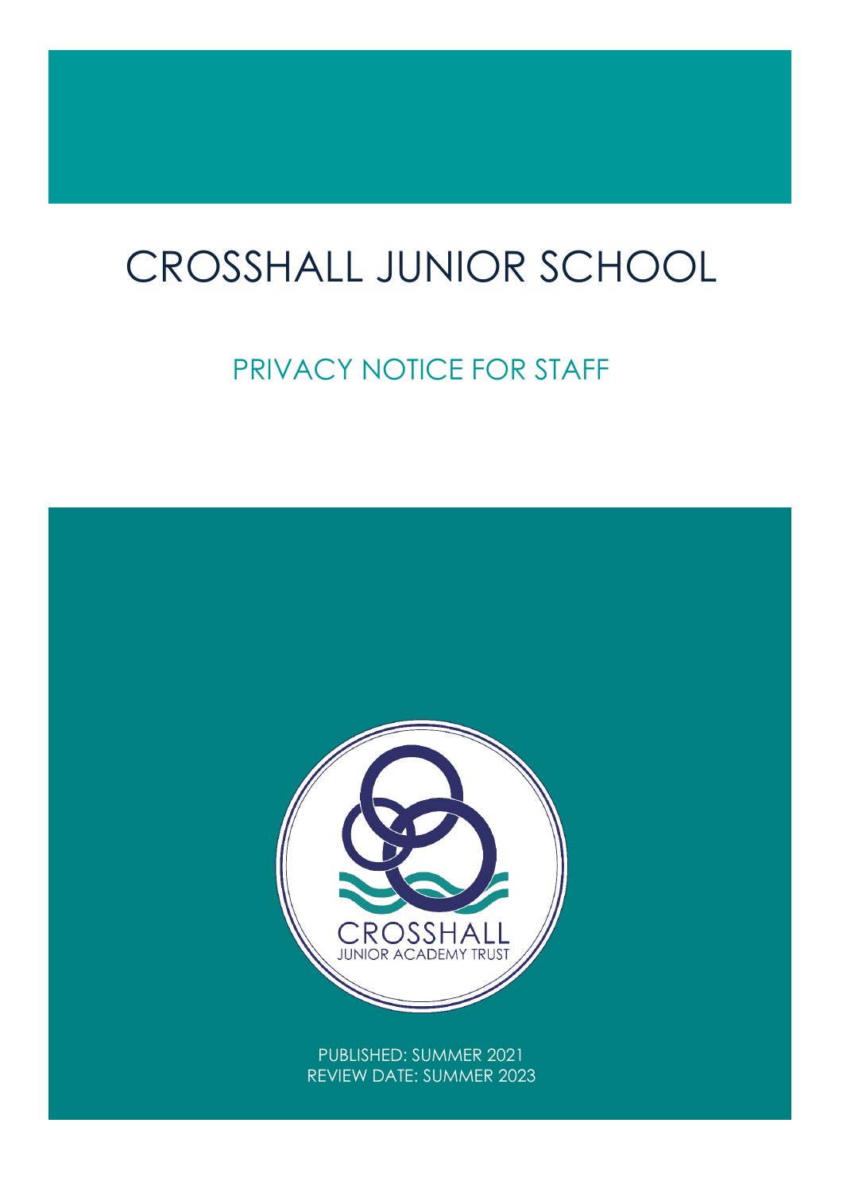# CROSSHALL JUNIOR SCHOOL

## PRIVACY NOTICE FOR STAFF

CROSSHALL
JUNIOR ACADEMY TRUST

PUBLISHED: SUMMER 2021
REVIEW DATE: SUMMER 2023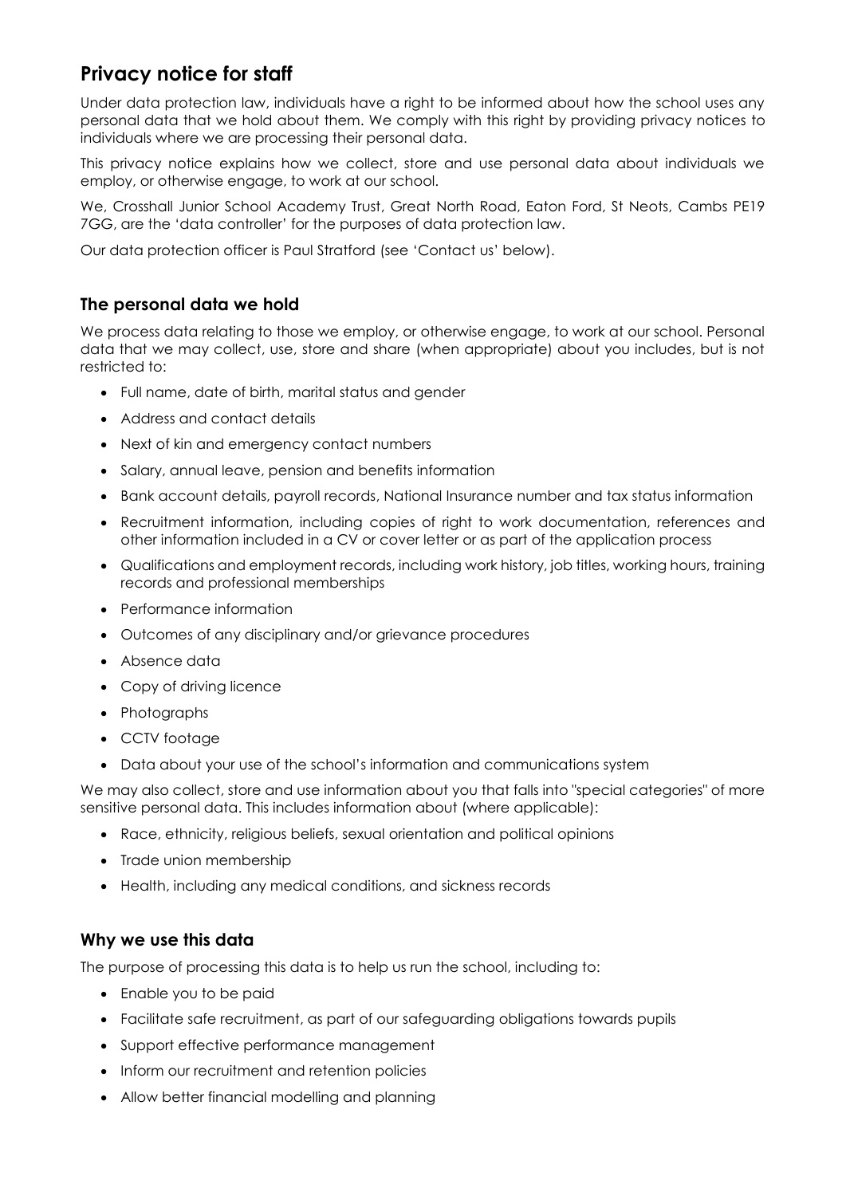## Privacy notice for staff

Under data protection law, individuals have a right to be informed about how the school uses any personal data that we hold about them. We comply with this right by providing privacy notices to individuals where we are processing their personal data.

This privacy notice explains how we collect, store and use personal data about individuals we employ, or otherwise engage, to work at our school.

We, Crosshall Junior School Academy Trust, Great North Road, Eaton Ford, St Neots, Cambs PE19 7GG, are the 'data controller' for the purposes of data protection law.

Our data protection officer is Paul Stratford (see 'Contact us' below).

### The personal data we hold

We process data relating to those we employ, or otherwise engage, to work at our school. Personal data that we may collect, use, store and share (when appropriate) about you includes, but is not restricted to:

- Full name, date of birth, marital status and gender
- Address and contact details
- Next of kin and emergency contact numbers
- Salary, annual leave, pension and benefits information
- Bank account details, payroll records, National Insurance number and tax status information
- Recruitment information, including copies of right to work documentation, references and other information included in a CV or cover letter or as part of the application process
- Qualifications and employment records, including work history, job titles, working hours, training records and professional memberships
- Performance information
- Outcomes of any disciplinary and/or grievance procedures
- Absence data
- Copy of driving licence
- Photographs
- CCTV footage
- Data about your use of the school's information and communications system

We may also collect, store and use information about you that falls into "special categories" of more sensitive personal data. This includes information about (where applicable):

- Race, ethnicity, religious beliefs, sexual orientation and political opinions
- Trade union membership
- Health, including any medical conditions, and sickness records

### Why we use this data

The purpose of processing this data is to help us run the school, including to:

- Enable you to be paid
- Facilitate safe recruitment, as part of our safeguarding obligations towards pupils
- Support effective performance management
- Inform our recruitment and retention policies
- Allow better financial modelling and planning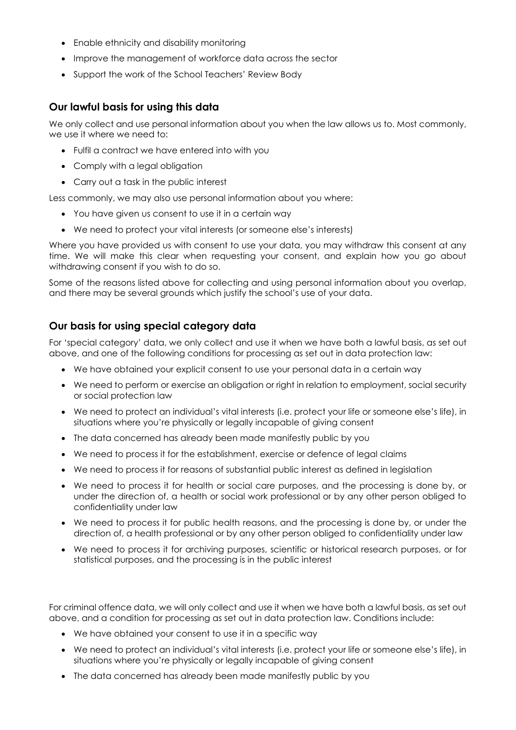- Enable ethnicity and disability monitoring
- Improve the management of workforce data across the sector
- Support the work of the School Teachers' Review Body

## Our lawful basis for using this data

We only collect and use personal information about you when the law allows us to. Most commonly, we use it where we need to:

- Fulfil a contract we have entered into with you
- Comply with a legal obligation
- Carry out a task in the public interest

Less commonly, we may also use personal information about you where:

- You have given us consent to use it in a certain way
- We need to protect your vital interests (or someone else's interests)

Where you have provided us with consent to use your data, you may withdraw this consent at any time. We will make this clear when requesting your consent, and explain how you go about withdrawing consent if you wish to do so.

Some of the reasons listed above for collecting and using personal information about you overlap, and there may be several grounds which justify the school's use of your data.

## Our basis for using special category data

For 'special category' data, we only collect and use it when we have both a lawful basis, as set out above, and one of the following conditions for processing as set out in data protection law:

- We have obtained your explicit consent to use your personal data in a certain way
- We need to perform or exercise an obligation or right in relation to employment, social security or social protection law
- We need to protect an individual's vital interests (i.e. protect your life or someone else's life), in situations where you're physically or legally incapable of giving consent
- The data concerned has already been made manifestly public by you
- We need to process it for the establishment, exercise or defence of legal claims
- We need to process it for reasons of substantial public interest as defined in legislation
- We need to process it for health or social care purposes, and the processing is done by, or under the direction of, a health or social work professional or by any other person obliged to confidentiality under law
- We need to process it for public health reasons, and the processing is done by, or under the direction of, a health professional or by any other person obliged to confidentiality under law
- We need to process it for archiving purposes, scientific or historical research purposes, or for statistical purposes, and the processing is in the public interest

For criminal offence data, we will only collect and use it when we have both a lawful basis, as set out above, and a condition for processing as set out in data protection law. Conditions include:

- We have obtained your consent to use it in a specific way
- We need to protect an individual's vital interests (i.e. protect your life or someone else's life), in situations where you're physically or legally incapable of giving consent
- The data concerned has already been made manifestly public by you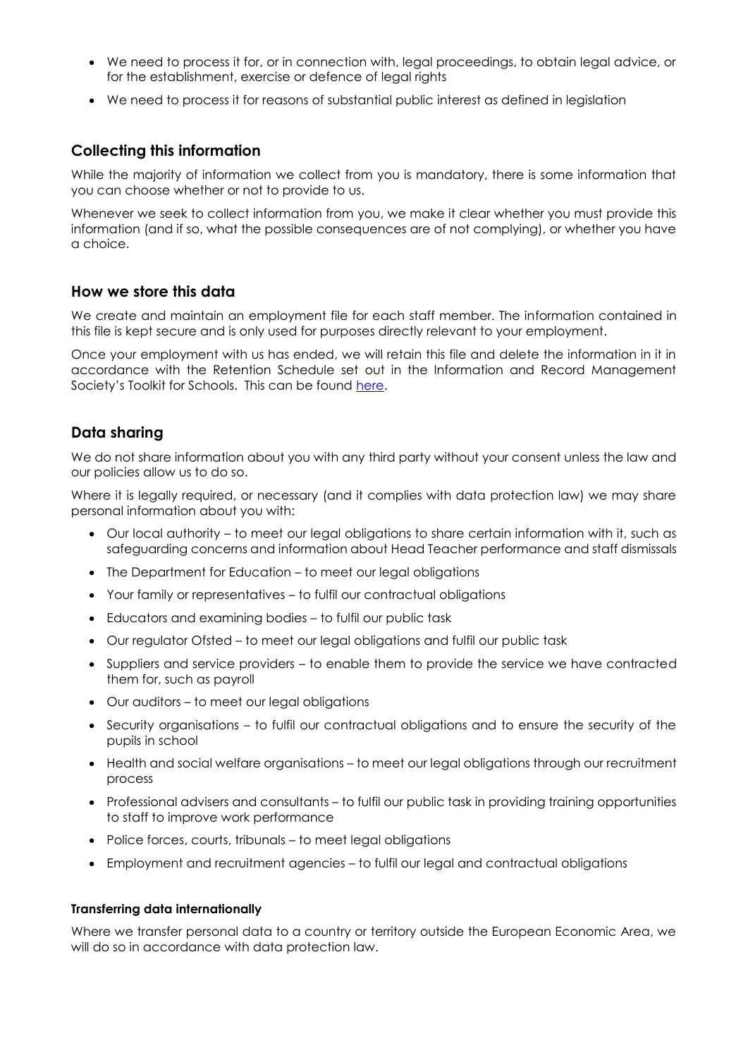- We need to process it for, or in connection with, legal proceedings, to obtain legal advice, or for the establishment, exercise or defence of legal rights
- We need to process it for reasons of substantial public interest as defined in legislation

## Collecting this information

While the majority of information we collect from you is mandatory, there is some information that you can choose whether or not to provide to us.

Whenever we seek to collect information from you, we make it clear whether you must provide this information (and if so, what the possible consequences are of not complying), or whether you have a choice.

## How we store this data

We create and maintain an employment file for each staff member. The information contained in this file is kept secure and is only used for purposes directly relevant to your employment.

Once your employment with us has ended, we will retain this file and delete the information in it in accordance with the Retention Schedule set out in the Information and Record Management Society's Toolkit for Schools. This can be found here.

## Data sharing

We do not share information about you with any third party without your consent unless the law and our policies allow us to do so.

Where it is legally required, or necessary (and it complies with data protection law) we may share personal information about you with:

- Our local authority – to meet our legal obligations to share certain information with it, such as safeguarding concerns and information about Head Teacher performance and staff dismissals
- The Department for Education – to meet our legal obligations
- Your family or representatives – to fulfil our contractual obligations
- Educators and examining bodies – to fulfil our public task
- Our regulator Ofsted – to meet our legal obligations and fulfil our public task
- Suppliers and service providers – to enable them to provide the service we have contracted them for, such as payroll
- Our auditors – to meet our legal obligations
- Security organisations – to fulfil our contractual obligations and to ensure the security of the pupils in school
- Health and social welfare organisations – to meet our legal obligations through our recruitment process
- Professional advisers and consultants – to fulfil our public task in providing training opportunities to staff to improve work performance
- Police forces, courts, tribunals – to meet legal obligations
- Employment and recruitment agencies – to fulfil our legal and contractual obligations

#### Transferring data internationally

Where we transfer personal data to a country or territory outside the European Economic Area, we will do so in accordance with data protection law.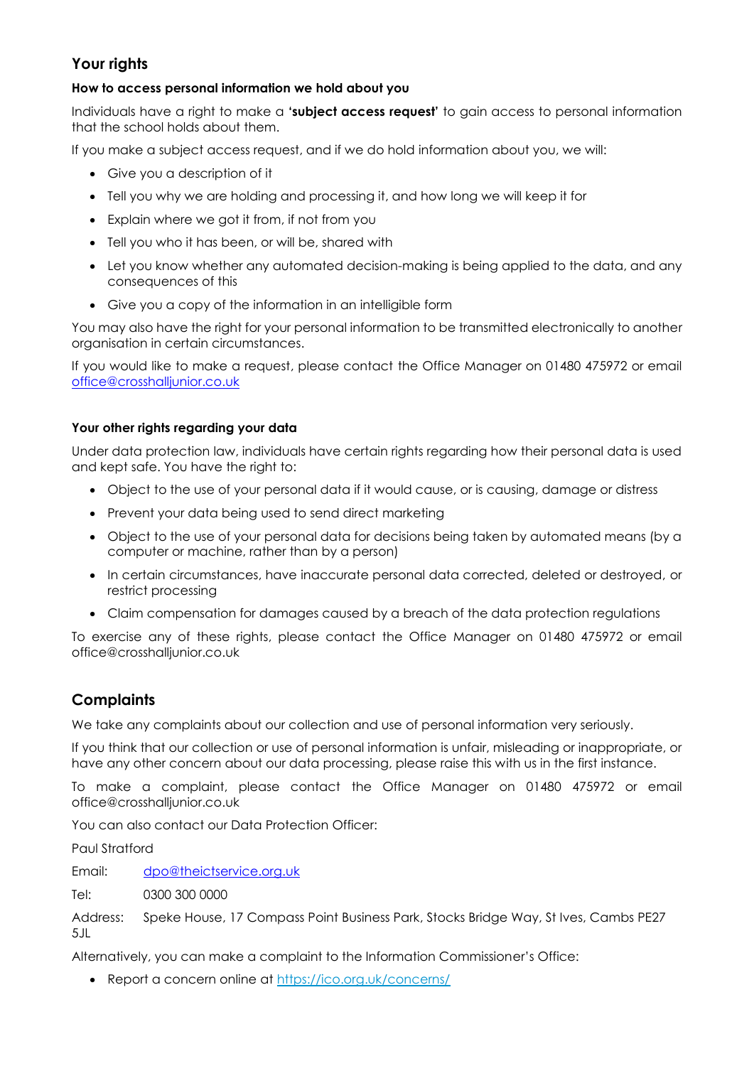## Your rights

### How to access personal information we hold about you

Individuals have a right to make a **'subject access request'** to gain access to personal information that the school holds about them.

If you make a subject access request, and if we do hold information about you, we will:

- Give you a description of it
- Tell you why we are holding and processing it, and how long we will keep it for
- Explain where we got it from, if not from you
- Tell you who it has been, or will be, shared with
- Let you know whether any automated decision-making is being applied to the data, and any consequences of this
- Give you a copy of the information in an intelligible form

You may also have the right for your personal information to be transmitted electronically to another organisation in certain circumstances.

If you would like to make a request, please contact the Office Manager on 01480 475972 or email [office@crosshalljunior.co.uk](mailto:office@crosshalljunior.co.uk)

### Your other rights regarding your data

Under data protection law, individuals have certain rights regarding how their personal data is used and kept safe. You have the right to:

- Object to the use of your personal data if it would cause, or is causing, damage or distress
- Prevent your data being used to send direct marketing
- Object to the use of your personal data for decisions being taken by automated means (by a computer or machine, rather than by a person)
- In certain circumstances, have inaccurate personal data corrected, deleted or destroyed, or restrict processing
- Claim compensation for damages caused by a breach of the data protection regulations

To exercise any of these rights, please contact the Office Manager on 01480 475972 or email office@crosshalljunior.co.uk

## Complaints

We take any complaints about our collection and use of personal information very seriously.

If you think that our collection or use of personal information is unfair, misleading or inappropriate, or have any other concern about our data processing, please raise this with us in the first instance.

To make a complaint, please contact the Office Manager on 01480 475972 or email office@crosshalljunior.co.uk

You can also contact our Data Protection Officer:

Paul Stratford

Email: [dpo@theictservice.org.uk](mailto:dpo@theictservice.org.uk)

Tel: 0300 300 0000

Address: Speke House, 17 Compass Point Business Park, Stocks Bridge Way, St Ives, Cambs PE27 5JL

Alternatively, you can make a complaint to the Information Commissioner's Office:

- Report a concern online at [https://ico.org.uk/concerns/](https://ico.org.uk/concerns/)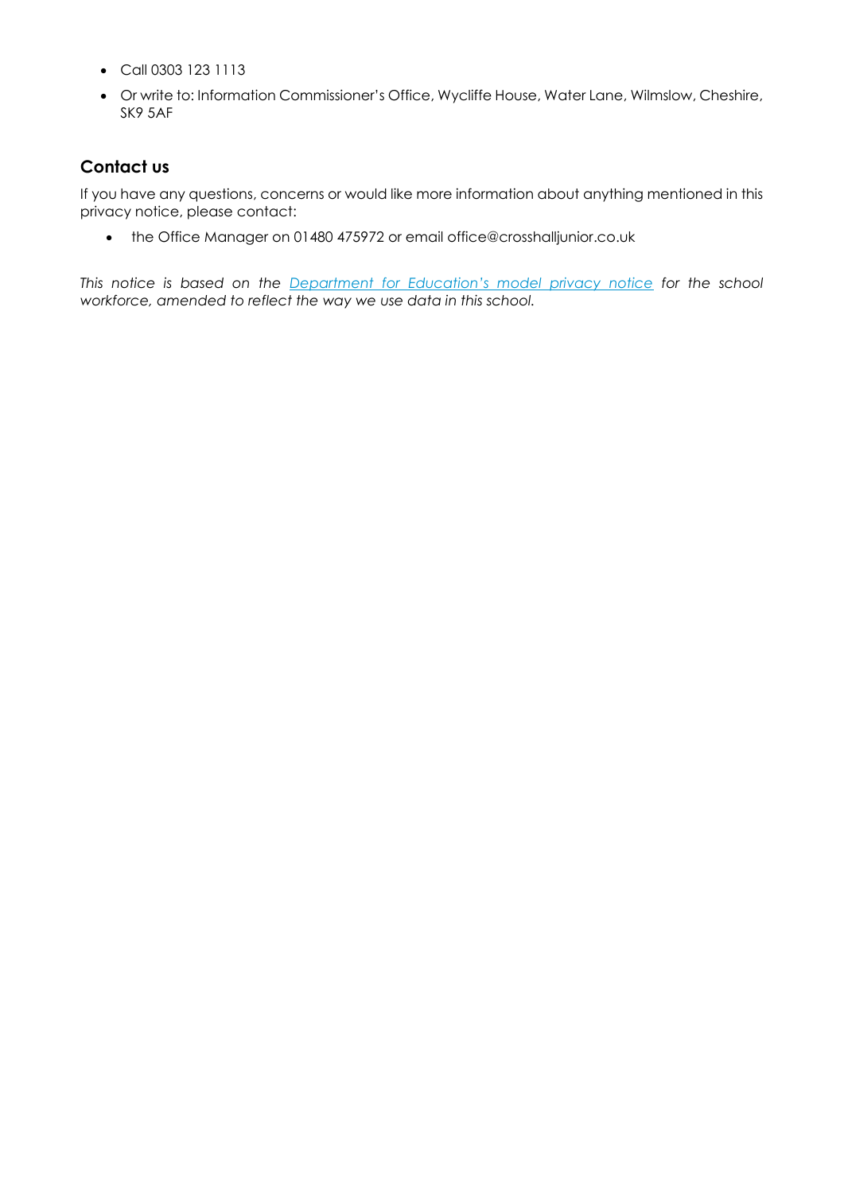- Call 0303 123 1113
- Or write to: Information Commissioner's Office, Wycliffe House, Water Lane, Wilmslow, Cheshire, SK9 5AF

## Contact us

If you have any questions, concerns or would like more information about anything mentioned in this privacy notice, please contact:

- the Office Manager on 01480 475972 or email office@crosshalljunior.co.uk

*This notice is based on the Department for Education's model privacy notice for the school workforce, amended to reflect the way we use data in this school.*